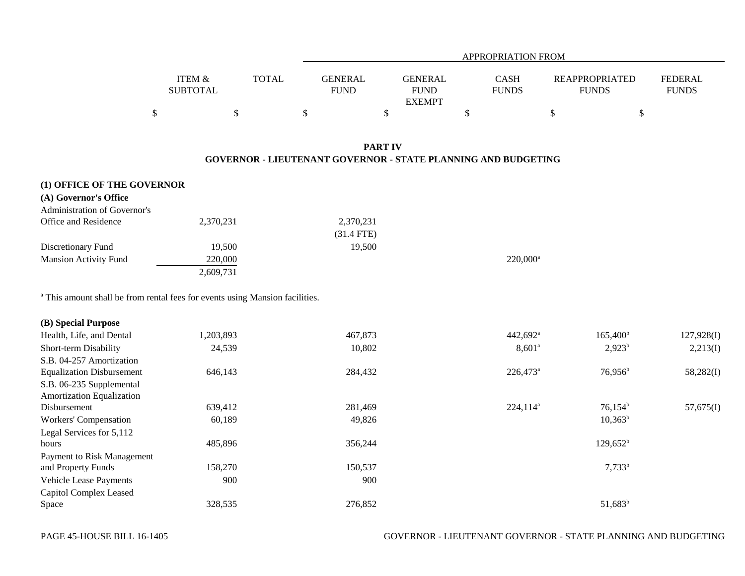| | ITEM & SUBTOTAL | TOTAL | APPROPRIATION FROM GENERAL FUND | GENERAL FUND EXEMPT | CASH FUNDS | REAPPROPRIATED FUNDS | FEDERAL FUNDS |
|---|---|---|---|---|---|---|---|
| | $ | $ | $ | $ | $ | $ | $ |

## PART IV
## GOVERNOR - LIEUTENANT GOVERNOR - STATE PLANNING AND BUDGETING

**(1) OFFICE OF THE GOVERNOR**

**(A) Governor's Office**

| | ITEM & SUBTOTAL | TOTAL | GENERAL FUND | GENERAL FUND EXEMPT | CASH FUNDS | REAPPROPRIATED FUNDS | FEDERAL FUNDS |
|---|---|---|---|---|---|---|---|
| Administration of Governor's Office and Residence | 2,370,231 | | 2,370,231 (31.4 FTE) | | | | |
| Discretionary Fund | 19,500 | | 19,500 | | | | |
| Mansion Activity Fund | 220,000 | | | | 220,000[a] | | |
| | 2,609,731 | | | | | | |

[a] This amount shall be from rental fees for events using Mansion facilities.

**(B) Special Purpose**

| | ITEM & SUBTOTAL | TOTAL | GENERAL FUND | GENERAL FUND EXEMPT | CASH FUNDS | REAPPROPRIATED FUNDS | FEDERAL FUNDS |
|---|---|---|---|---|---|---|---|
| Health, Life, and Dental | 1,203,893 | | 467,873 | | 442,692[a] | 165,400[b] | 127,928(I) |
| Short-term Disability | 24,539 | | 10,802 | | 8,601[a] | 2,923[b] | 2,213(I) |
| S.B. 04-257 Amortization Equalization Disbursement | 646,143 | | 284,432 | | 226,473[a] | 76,956[b] | 58,282(I) |
| S.B. 06-235 Supplemental Amortization Equalization Disbursement | 639,412 | | 281,469 | | 224,114[a] | 76,154[b] | 57,675(I) |
| Workers' Compensation | 60,189 | | 49,826 | | | 10,363[b] | |
| Legal Services for 5,112 hours | 485,896 | | 356,244 | | | 129,652[b] | |
| Payment to Risk Management and Property Funds | 158,270 | | 150,537 | | | 7,733[b] | |
| Vehicle Lease Payments | 900 | | 900 | | | | |
| Capitol Complex Leased Space | 328,535 | | 276,852 | | | 51,683[b] | |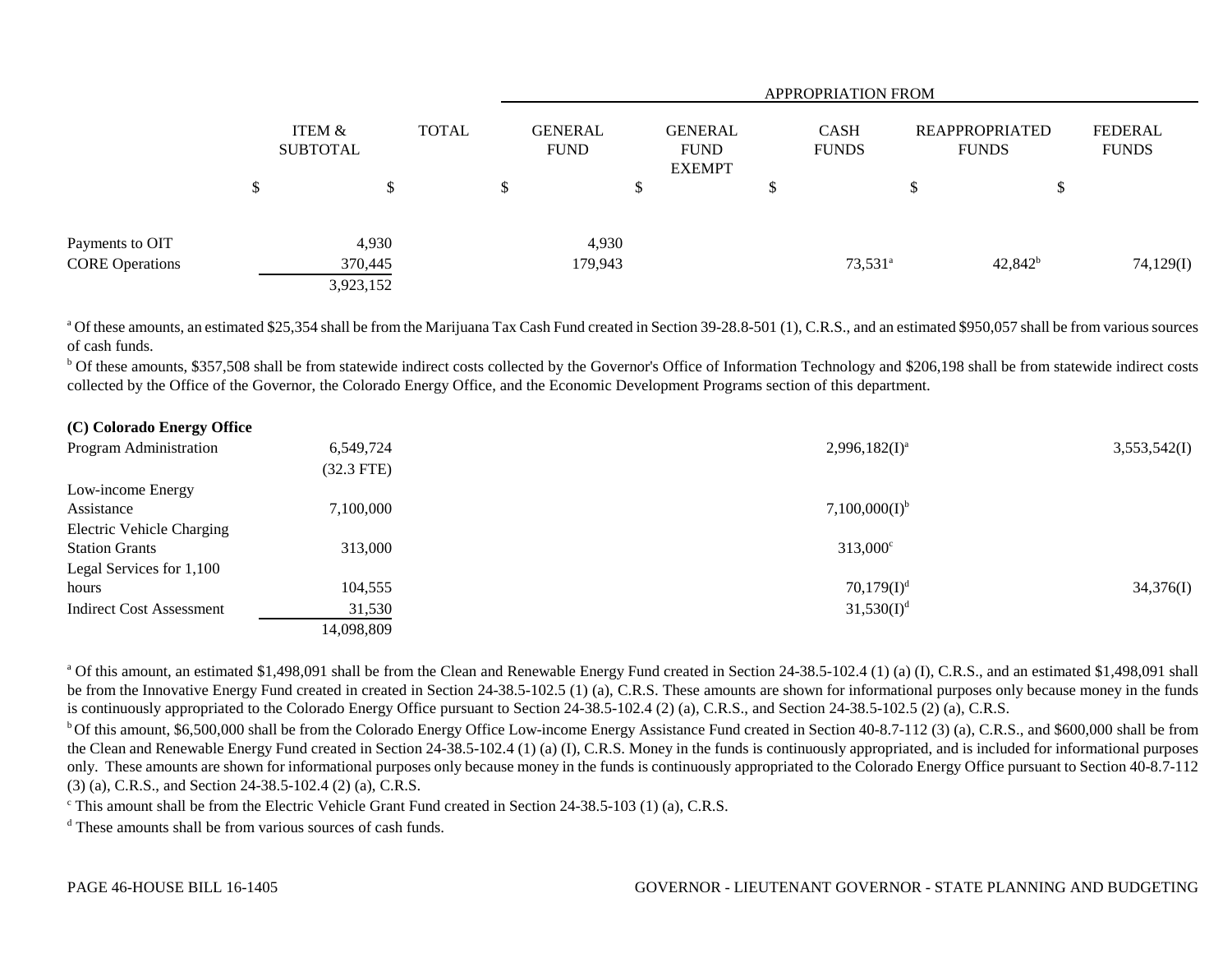| | ITEM & SUBTOTAL | TOTAL | APPROPRIATION FROM GENERAL FUND | GENERAL FUND EXEMPT | CASH FUNDS | REAPPROPRIATED FUNDS | FEDERAL FUNDS |
|---|---|---|---|---|---|---|---|
| | $ | $ | $ | $ | $ | $ | $ |
| Payments to OIT | 4,930 | | 4,930 | | | | |
| CORE Operations | 370,445 | | 179,943 | | 73,531[a] | 42,842[b] | 74,129(I) |
| | 3,923,152 | | | | | | |

[a] Of these amounts, an estimated $25,354 shall be from the Marijuana Tax Cash Fund created in Section 39-28.8-501 (1), C.R.S., and an estimated $950,057 shall be from various sources of cash funds.

[b] Of these amounts, $357,508 shall be from statewide indirect costs collected by the Governor's Office of Information Technology and $206,198 shall be from statewide indirect costs collected by the Office of the Governor, the Colorado Energy Office, and the Economic Development Programs section of this department.

| | ITEM & SUBTOTAL | TOTAL | GENERAL FUND | GENERAL FUND EXEMPT | CASH FUNDS | REAPPROPRIATED FUNDS | FEDERAL FUNDS |
|---|---|---|---|---|---|---|---|
| **(C) Colorado Energy Office** | | | | | | | |
| Program Administration | 6,549,724 | | | | 2,996,182(I)[a] | | 3,553,542(I) |
| | (32.3 FTE) | | | | | | |
| Low-income Energy Assistance | 7,100,000 | | | | 7,100,000(I)[b] | | |
| Electric Vehicle Charging Station Grants | 313,000 | | | | 313,000[c] | | |
| Legal Services for 1,100 hours | 104,555 | | | | 70,179(I)[d] | | 34,376(I) |
| Indirect Cost Assessment | 31,530 | | | | 31,530(I)[d] | | |
| | 14,098,809 | | | | | | |

[a] Of this amount, an estimated $1,498,091 shall be from the Clean and Renewable Energy Fund created in Section 24-38.5-102.4 (1) (a) (I), C.R.S., and an estimated $1,498,091 shall be from the Innovative Energy Fund created in created in Section 24-38.5-102.5 (1) (a), C.R.S. These amounts are shown for informational purposes only because money in the funds is continuously appropriated to the Colorado Energy Office pursuant to Section 24-38.5-102.4 (2) (a), C.R.S., and Section 24-38.5-102.5 (2) (a), C.R.S.

[b] Of this amount, $6,500,000 shall be from the Colorado Energy Office Low-income Energy Assistance Fund created in Section 40-8.7-112 (3) (a), C.R.S., and $600,000 shall be from the Clean and Renewable Energy Fund created in Section 24-38.5-102.4 (1) (a) (I), C.R.S. Money in the funds is continuously appropriated, and is included for informational purposes only. These amounts are shown for informational purposes only because money in the funds is continuously appropriated to the Colorado Energy Office pursuant to Section 40-8.7-112 (3) (a), C.R.S., and Section 24-38.5-102.4 (2) (a), C.R.S.

[c] This amount shall be from the Electric Vehicle Grant Fund created in Section 24-38.5-103 (1) (a), C.R.S.

[d] These amounts shall be from various sources of cash funds.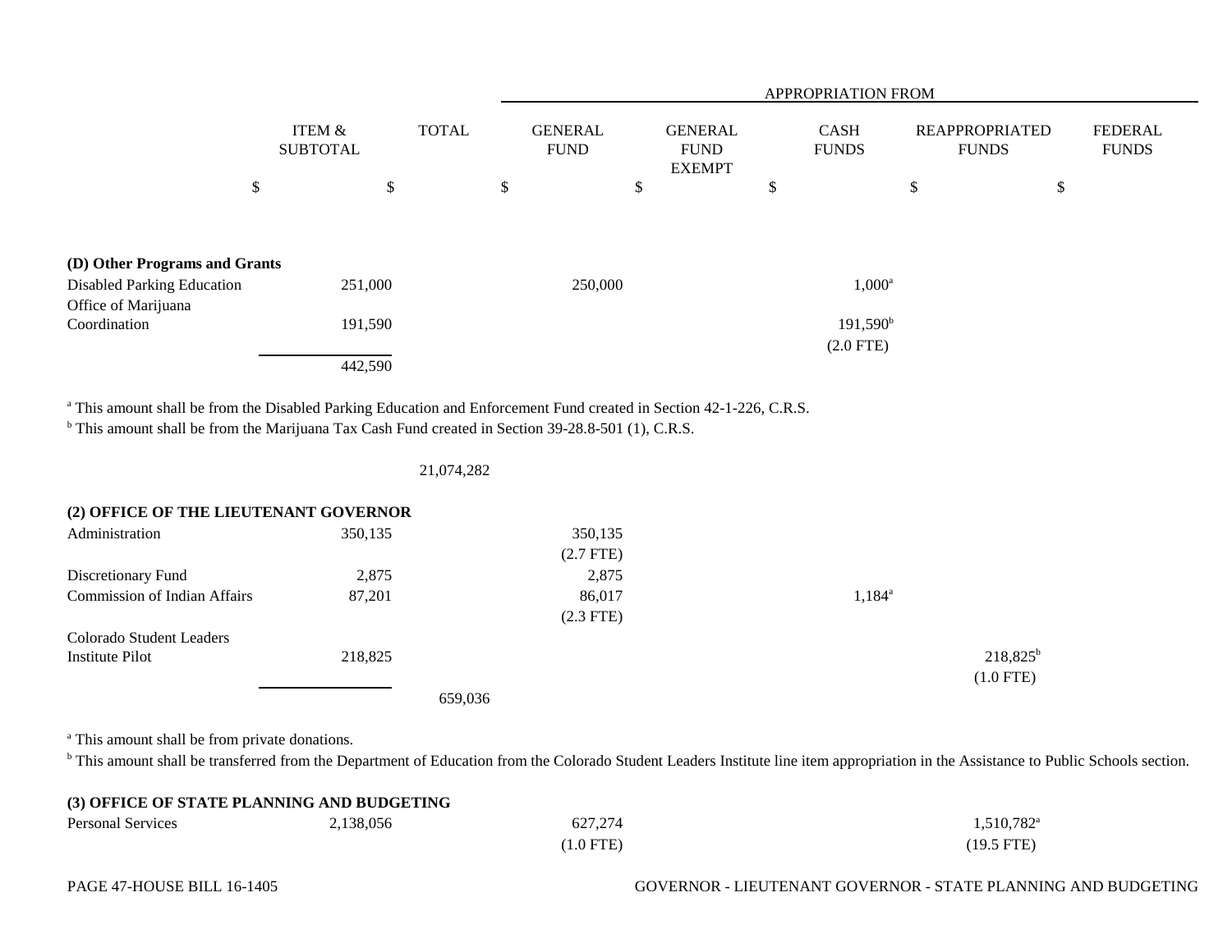| | ITEM & SUBTOTAL | TOTAL | GENERAL FUND | GENERAL FUND EXEMPT | CASH FUNDS | REAPPROPRIATED FUNDS | FEDERAL FUNDS |
|---|---|---|---|---|---|---|---|
| | | | APPROPRIATION FROM | | | | |
| | $ | $ | $ | $ | $ | $ | $ |
| **(D) Other Programs and Grants** | | | | | | | |
| Disabled Parking Education | 251,000 | | 250,000 | | 1,000[a] | | |
| Office of Marijuana Coordination | 191,590 | | | | 191,590[b] (2.0 FTE) | | |
| | 442,590 | | | | | | |

[a] This amount shall be from the Disabled Parking Education and Enforcement Fund created in Section 42-1-226, C.R.S.
[b] This amount shall be from the Marijuana Tax Cash Fund created in Section 39-28.8-501 (1), C.R.S.

| | ITEM & SUBTOTAL | TOTAL | GENERAL FUND | GENERAL FUND EXEMPT | CASH FUNDS | REAPPROPRIATED FUNDS | FEDERAL FUNDS |
|---|---|---|---|---|---|---|---|
| | | 21,074,282 | | | | | |
| **(2) OFFICE OF THE LIEUTENANT GOVERNOR** | | | | | | | |
| Administration | 350,135 | | 350,135 (2.7 FTE) | | | | |
| Discretionary Fund | 2,875 | | 2,875 | | | | |
| Commission of Indian Affairs | 87,201 | | 86,017 (2.3 FTE) | | 1,184[a] | | |
| Colorado Student Leaders Institute Pilot | 218,825 | | | | | 218,825[b] (1.0 FTE) | |
| | | 659,036 | | | | | |

[a] This amount shall be from private donations.
[b] This amount shall be transferred from the Department of Education from the Colorado Student Leaders Institute line item appropriation in the Assistance to Public Schools section.

| | ITEM & SUBTOTAL | TOTAL | GENERAL FUND | GENERAL FUND EXEMPT | CASH FUNDS | REAPPROPRIATED FUNDS | FEDERAL FUNDS |
|---|---|---|---|---|---|---|---|
| **(3) OFFICE OF STATE PLANNING AND BUDGETING** | | | | | | | |
| Personal Services | 2,138,056 | | 627,274 (1.0 FTE) | | | 1,510,782[a] (19.5 FTE) | |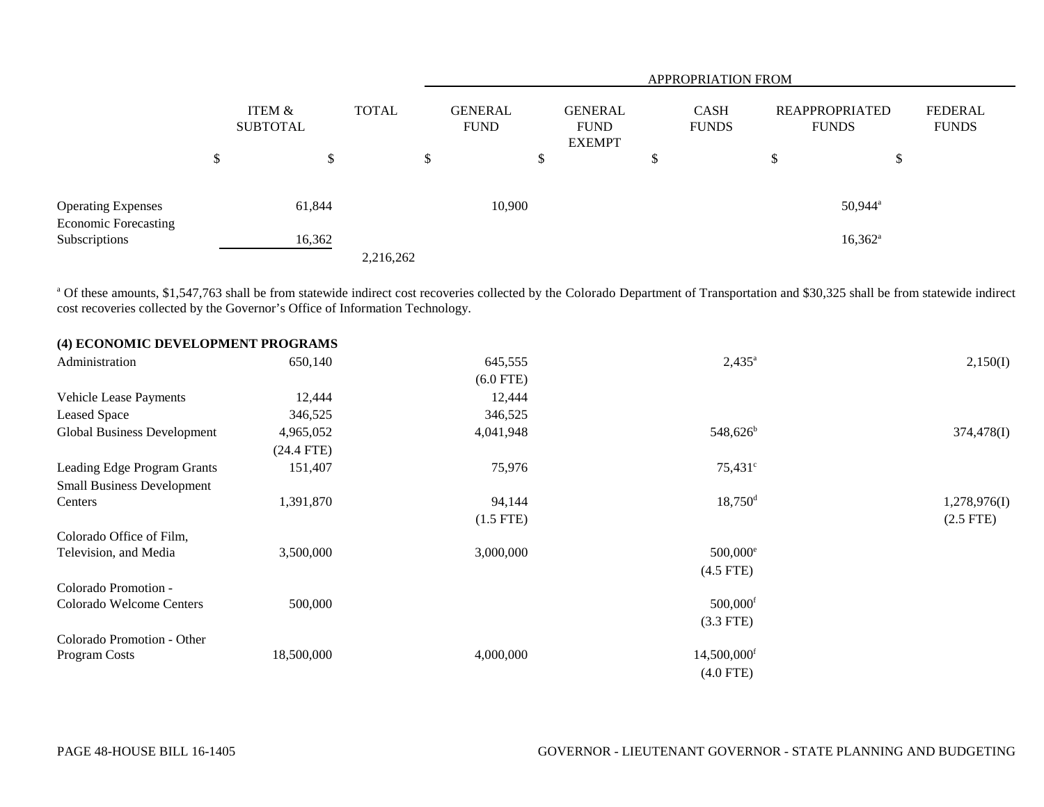| | ITEM & SUBTOTAL | TOTAL | APPROPRIATION FROM GENERAL FUND | GENERAL FUND EXEMPT | CASH FUNDS | REAPPROPRIATED FUNDS | FEDERAL FUNDS |
|---|---|---|---|---|---|---|---|
| | $ | $ | $ | $ | $ | $ | $ |
| Operating Expenses | 61,844 | | 10,900 | | | 50,944[a] | |
| Economic Forecasting Subscriptions | 16,362 | | | | | 16,362[a] | |
| | | 2,216,262 | | | | | |

[a] Of these amounts, $1,547,763 shall be from statewide indirect cost recoveries collected by the Colorado Department of Transportation and $30,325 shall be from statewide indirect cost recoveries collected by the Governor's Office of Information Technology.

**(4) ECONOMIC DEVELOPMENT PROGRAMS**

| | ITEM & SUBTOTAL | TOTAL | GENERAL FUND | GENERAL FUND EXEMPT | CASH FUNDS | REAPPROPRIATED FUNDS | FEDERAL FUNDS |
|---|---|---|---|---|---|---|---|
| Administration | 650,140 | | 645,555 (6.0 FTE) | | 2,435[a] | | 2,150(I) |
| Vehicle Lease Payments | 12,444 | | 12,444 | | | | |
| Leased Space | 346,525 | | 346,525 | | | | |
| Global Business Development | 4,965,052 (24.4 FTE) | | 4,041,948 | | 548,626[b] | | 374,478(I) |
| Leading Edge Program Grants | 151,407 | | 75,976 | | 75,431[c] | | |
| Small Business Development Centers | 1,391,870 | | 94,144 (1.5 FTE) | | 18,750[d] | | 1,278,976(I) (2.5 FTE) |
| Colorado Office of Film, Television, and Media | 3,500,000 | | 3,000,000 | | 500,000[e] (4.5 FTE) | | |
| Colorado Promotion - Colorado Welcome Centers | 500,000 | | | | 500,000[f] (3.3 FTE) | | |
| Colorado Promotion - Other Program Costs | 18,500,000 | | 4,000,000 | | 14,500,000[f] (4.0 FTE) | | |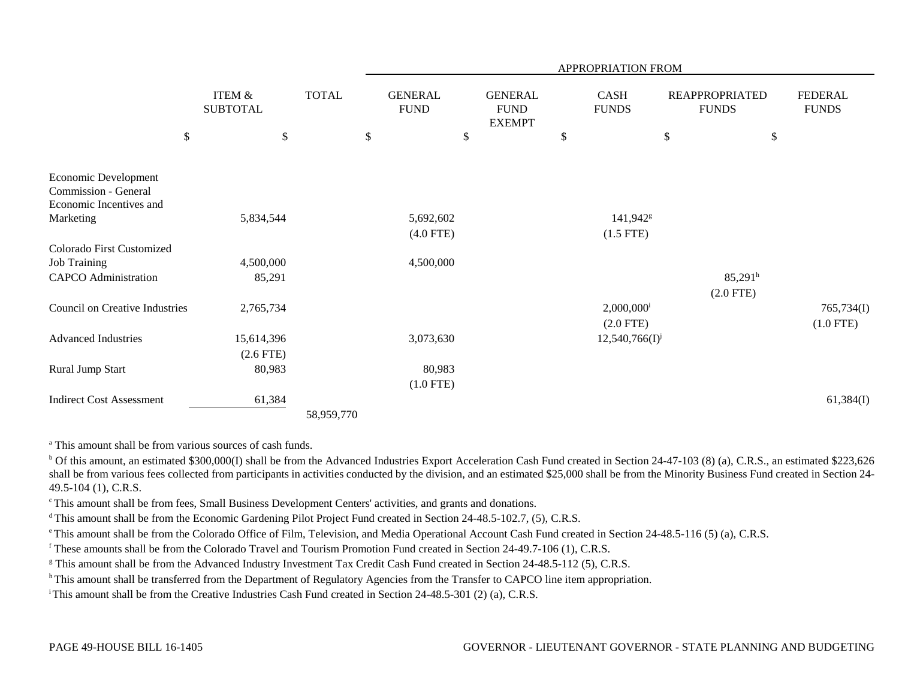| | ITEM & SUBTOTAL | TOTAL | APPROPRIATION FROM | | | | |
|---|---|---|---|---|---|---|---|
| | | | GENERAL FUND | GENERAL FUND EXEMPT | CASH FUNDS | REAPPROPRIATED FUNDS | FEDERAL FUNDS |
| | $ | $ | $ | $ | $ | $ | $ |
| Economic Development Commission - General Economic Incentives and Marketing | 5,834,544 | | 5,692,602 (4.0 FTE) | | 141,942[g] (1.5 FTE) | | |
| Colorado First Customized Job Training | 4,500,000 | | 4,500,000 | | | | |
| CAPCO Administration | 85,291 | | | | | 85,291[h] (2.0 FTE) | |
| Council on Creative Industries | 2,765,734 | | | | 2,000,000[i] (2.0 FTE) | | 765,734(I) (1.0 FTE) |
| Advanced Industries | 15,614,396 (2.6 FTE) | | 3,073,630 | | 12,540,766(I)[j] | | |
| Rural Jump Start | 80,983 | | 80,983 (1.0 FTE) | | | | |
| Indirect Cost Assessment | 61,384 | | | | | | 61,384(I) |
| | | 58,959,770 | | | | | |

[a] This amount shall be from various sources of cash funds.

[b] Of this amount, an estimated $300,000(I) shall be from the Advanced Industries Export Acceleration Cash Fund created in Section 24-47-103 (8) (a), C.R.S., an estimated $223,626 shall be from various fees collected from participants in activities conducted by the division, and an estimated $25,000 shall be from the Minority Business Fund created in Section 24-49.5-104 (1), C.R.S.

[c] This amount shall be from fees, Small Business Development Centers' activities, and grants and donations.

[d] This amount shall be from the Economic Gardening Pilot Project Fund created in Section 24-48.5-102.7, (5), C.R.S.

[e] This amount shall be from the Colorado Office of Film, Television, and Media Operational Account Cash Fund created in Section 24-48.5-116 (5) (a), C.R.S.

[f] These amounts shall be from the Colorado Travel and Tourism Promotion Fund created in Section 24-49.7-106 (1), C.R.S.

[g] This amount shall be from the Advanced Industry Investment Tax Credit Cash Fund created in Section 24-48.5-112 (5), C.R.S.

[h] This amount shall be transferred from the Department of Regulatory Agencies from the Transfer to CAPCO line item appropriation.

[i] This amount shall be from the Creative Industries Cash Fund created in Section 24-48.5-301 (2) (a), C.R.S.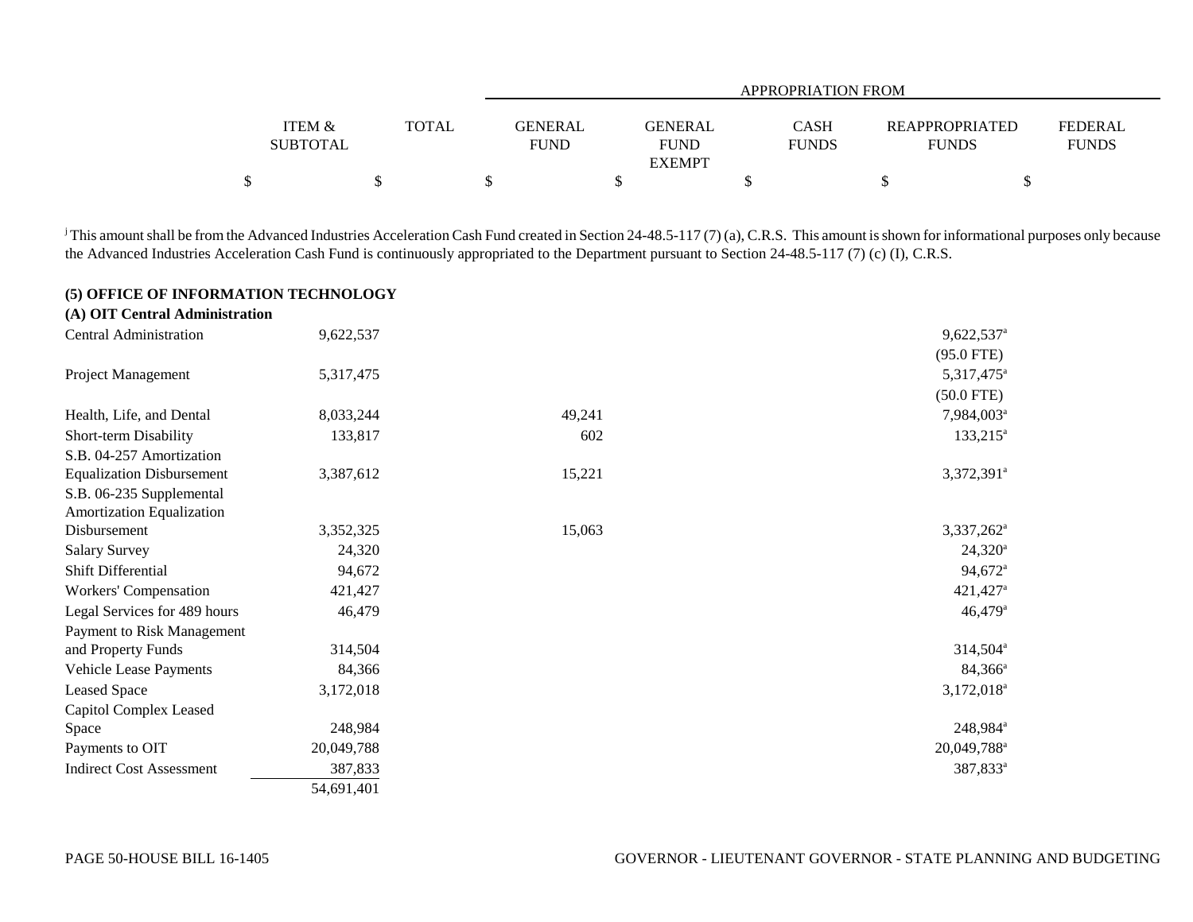| | ITEM & SUBTOTAL | TOTAL | APPROPRIATION FROM GENERAL FUND | GENERAL FUND EXEMPT | CASH FUNDS | REAPPROPRIATED FUNDS | FEDERAL FUNDS |
|---|---|---|---|---|---|---|---|
| | $ | $ | $ | $ | $ | $ | $ |

[j] This amount shall be from the Advanced Industries Acceleration Cash Fund created in Section 24-48.5-117 (7) (a), C.R.S. This amount is shown for informational purposes only because the Advanced Industries Acceleration Cash Fund is continuously appropriated to the Department pursuant to Section 24-48.5-117 (7) (c) (I), C.R.S.

**(5) OFFICE OF INFORMATION TECHNOLOGY**

**(A) OIT Central Administration**

| | ITEM & SUBTOTAL | TOTAL | GENERAL FUND | GENERAL FUND EXEMPT | CASH FUNDS | REAPPROPRIATED FUNDS | FEDERAL FUNDS |
|---|---|---|---|---|---|---|---|
| Central Administration | 9,622,537 | | | | | 9,622,537[a] (95.0 FTE) | |
| Project Management | 5,317,475 | | | | | 5,317,475[a] (50.0 FTE) | |
| Health, Life, and Dental | 8,033,244 | | 49,241 | | | 7,984,003[a] | |
| Short-term Disability | 133,817 | | 602 | | | 133,215[a] | |
| S.B. 04-257 Amortization Equalization Disbursement | 3,387,612 | | 15,221 | | | 3,372,391[a] | |
| S.B. 06-235 Supplemental Amortization Equalization Disbursement | 3,352,325 | | 15,063 | | | 3,337,262[a] | |
| Salary Survey | 24,320 | | | | | 24,320[a] | |
| Shift Differential | 94,672 | | | | | 94,672[a] | |
| Workers' Compensation | 421,427 | | | | | 421,427[a] | |
| Legal Services for 489 hours | 46,479 | | | | | 46,479[a] | |
| Payment to Risk Management and Property Funds | 314,504 | | | | | 314,504[a] | |
| Vehicle Lease Payments | 84,366 | | | | | 84,366[a] | |
| Leased Space | 3,172,018 | | | | | 3,172,018[a] | |
| Capitol Complex Leased Space | 248,984 | | | | | 248,984[a] | |
| Payments to OIT | 20,049,788 | | | | | 20,049,788[a] | |
| Indirect Cost Assessment | 387,833 | | | | | 387,833[a] | |
| | 54,691,401 | | | | | | |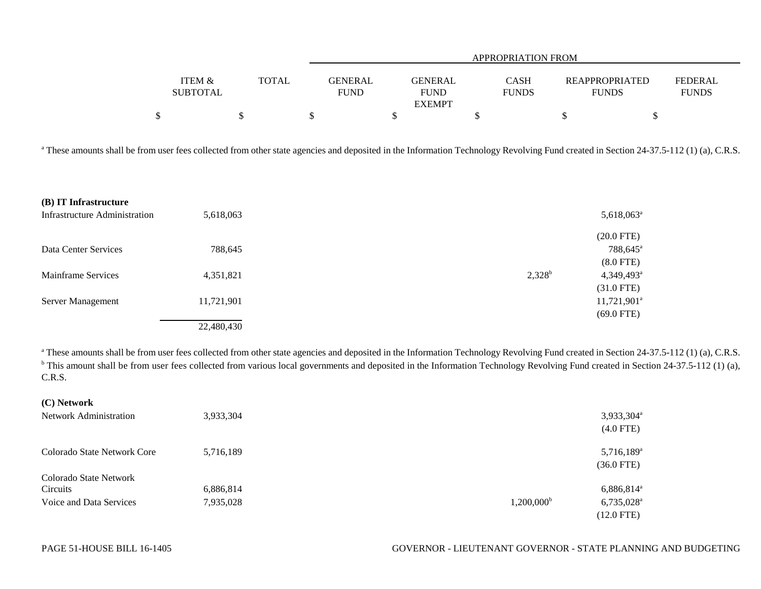| | ITEM & SUBTOTAL | TOTAL | APPROPRIATION FROM GENERAL FUND | GENERAL FUND EXEMPT | CASH FUNDS | REAPPROPRIATED FUNDS | FEDERAL FUNDS |
|---|---|---|---|---|---|---|---|
| | $ | $ | $ | $ | $ | $ | $ |

[a] These amounts shall be from user fees collected from other state agencies and deposited in the Information Technology Revolving Fund created in Section 24-37.5-112 (1) (a), C.R.S.

| | ITEM & SUBTOTAL | TOTAL | GENERAL FUND | GENERAL FUND EXEMPT | CASH FUNDS | REAPPROPRIATED FUNDS | FEDERAL FUNDS |
|---|---|---|---|---|---|---|---|
| **(B) IT Infrastructure** | | | | | | | |
| Infrastructure Administration | 5,618,063 | | | | | 5,618,063[a] (20.0 FTE) | |
| Data Center Services | 788,645 | | | | | 788,645[a] (8.0 FTE) | |
| Mainframe Services | 4,351,821 | | | | 2,328[b] | 4,349,493[a] (31.0 FTE) | |
| Server Management | 11,721,901 | | | | | 11,721,901[a] (69.0 FTE) | |
| | 22,480,430 | | | | | | |

[a] These amounts shall be from user fees collected from other state agencies and deposited in the Information Technology Revolving Fund created in Section 24-37.5-112 (1) (a), C.R.S.
[b] This amount shall be from user fees collected from various local governments and deposited in the Information Technology Revolving Fund created in Section 24-37.5-112 (1) (a), C.R.S.

| | ITEM & SUBTOTAL | TOTAL | GENERAL FUND | GENERAL FUND EXEMPT | CASH FUNDS | REAPPROPRIATED FUNDS | FEDERAL FUNDS |
|---|---|---|---|---|---|---|---|
| **(C) Network** | | | | | | | |
| Network Administration | 3,933,304 | | | | | 3,933,304[a] (4.0 FTE) | |
| Colorado State Network Core | 5,716,189 | | | | | 5,716,189[a] (36.0 FTE) | |
| Colorado State Network Circuits | 6,886,814 | | | | | 6,886,814[a] | |
| Voice and Data Services | 7,935,028 | | | | 1,200,000[b] | 6,735,028[a] (12.0 FTE) | |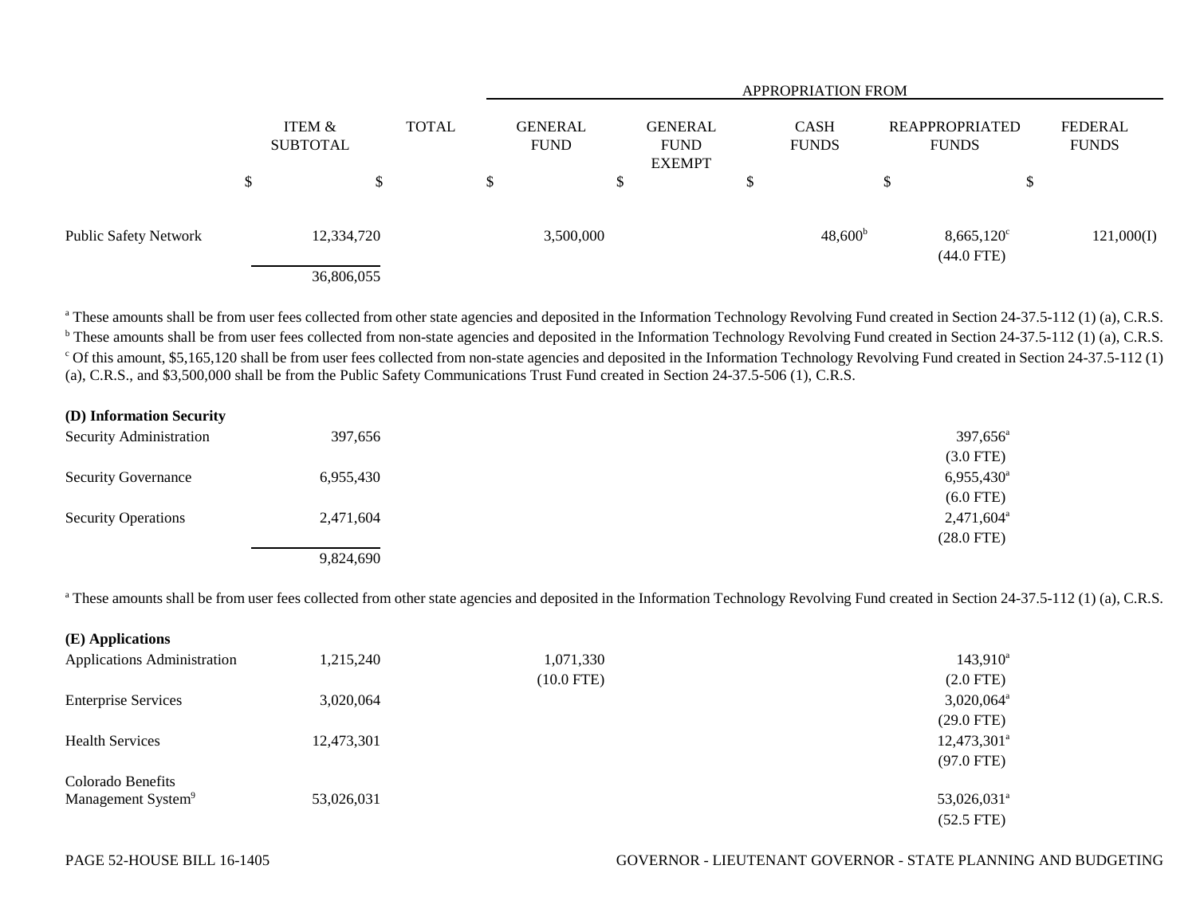| | ITEM & SUBTOTAL | TOTAL | APPROPRIATION FROM | | | | |
|---|---|---|---|---|---|---|---|
| | | | GENERAL FUND | GENERAL FUND EXEMPT | CASH FUNDS | REAPPROPRIATED FUNDS | FEDERAL FUNDS |
| | $ | $ | $ | $ | $ | $ | $ |
| Public Safety Network | 12,334,720 | | 3,500,000 | | 48,600[b] | 8,665,120[c] (44.0 FTE) | 121,000(I) |
| | 36,806,055 | | | | | | |

[a] These amounts shall be from user fees collected from other state agencies and deposited in the Information Technology Revolving Fund created in Section 24-37.5-112 (1) (a), C.R.S.
[b] These amounts shall be from user fees collected from non-state agencies and deposited in the Information Technology Revolving Fund created in Section 24-37.5-112 (1) (a), C.R.S.
[c] Of this amount, $5,165,120 shall be from user fees collected from non-state agencies and deposited in the Information Technology Revolving Fund created in Section 24-37.5-112 (1) (a), C.R.S., and $3,500,000 shall be from the Public Safety Communications Trust Fund created in Section 24-37.5-506 (1), C.R.S.

| **(D) Information Security** | | | | | | | |
|---|---|---|---|---|---|---|---|
| Security Administration | 397,656 | | | | | 397,656[a] (3.0 FTE) | |
| Security Governance | 6,955,430 | | | | | 6,955,430[a] (6.0 FTE) | |
| Security Operations | 2,471,604 | | | | | 2,471,604[a] (28.0 FTE) | |
| | 9,824,690 | | | | | | |

[a] These amounts shall be from user fees collected from other state agencies and deposited in the Information Technology Revolving Fund created in Section 24-37.5-112 (1) (a), C.R.S.

| **(E) Applications** | | | | | | | |
|---|---|---|---|---|---|---|---|
| Applications Administration | 1,215,240 | | 1,071,330 (10.0 FTE) | | | 143,910[a] (2.0 FTE) | |
| Enterprise Services | 3,020,064 | | | | | 3,020,064[a] (29.0 FTE) | |
| Health Services | 12,473,301 | | | | | 12,473,301[a] (97.0 FTE) | |
| Colorado Benefits Management System[9] | 53,026,031 | | | | | 53,026,031[a] (52.5 FTE) | |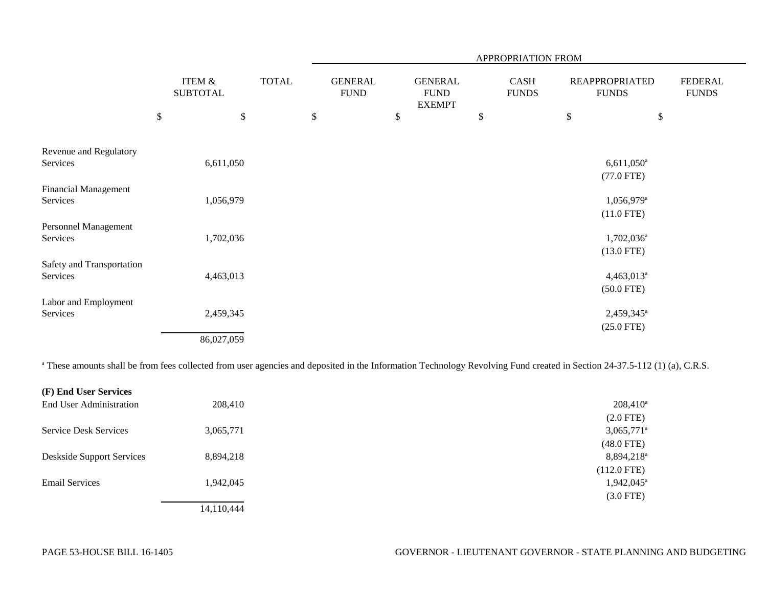| | ITEM & SUBTOTAL | TOTAL | APPROPRIATION FROM GENERAL FUND | GENERAL FUND EXEMPT | CASH FUNDS | REAPPROPRIATED FUNDS | FEDERAL FUNDS |
|---|---|---|---|---|---|---|---|
| | $ | $ | $ | $ | $ | $ | $ |
| Revenue and Regulatory Services | 6,611,050 | | | | | 6,611,050[a] (77.0 FTE) | |
| Financial Management Services | 1,056,979 | | | | | 1,056,979[a] (11.0 FTE) | |
| Personnel Management Services | 1,702,036 | | | | | 1,702,036[a] (13.0 FTE) | |
| Safety and Transportation Services | 4,463,013 | | | | | 4,463,013[a] (50.0 FTE) | |
| Labor and Employment Services | 2,459,345 | | | | | 2,459,345[a] (25.0 FTE) | |
| | 86,027,059 | | | | | | |

[a] These amounts shall be from fees collected from user agencies and deposited in the Information Technology Revolving Fund created in Section 24-37.5-112 (1) (a), C.R.S.

| **(F) End User Services** | ITEM & SUBTOTAL | TOTAL | GENERAL FUND | GENERAL FUND EXEMPT | CASH FUNDS | REAPPROPRIATED FUNDS | FEDERAL FUNDS |
|---|---|---|---|---|---|---|---|
| End User Administration | 208,410 | | | | | 208,410[a] (2.0 FTE) | |
| Service Desk Services | 3,065,771 | | | | | 3,065,771[a] (48.0 FTE) | |
| Deskside Support Services | 8,894,218 | | | | | 8,894,218[a] (112.0 FTE) | |
| Email Services | 1,942,045 | | | | | 1,942,045[a] (3.0 FTE) | |
| | 14,110,444 | | | | | | |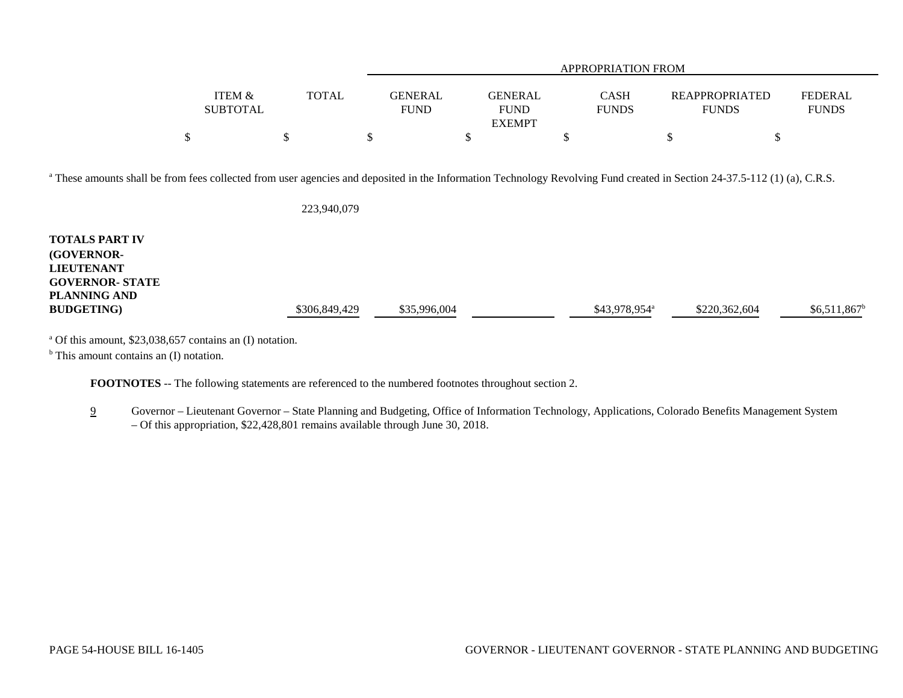| | ITEM & SUBTOTAL | TOTAL | APPROPRIATION FROM GENERAL FUND | GENERAL FUND EXEMPT | CASH FUNDS | REAPPROPRIATED FUNDS | FEDERAL FUNDS |
|---|---|---|---|---|---|---|---|
| | $ | $ | $ | $ | $ | $ | $ |

[a] These amounts shall be from fees collected from user agencies and deposited in the Information Technology Revolving Fund created in Section 24-37.5-112 (1) (a), C.R.S.

| | ITEM & SUBTOTAL | TOTAL | GENERAL FUND | GENERAL FUND EXEMPT | CASH FUNDS | REAPPROPRIATED FUNDS | FEDERAL FUNDS |
|---|---|---|---|---|---|---|---|
| | | 223,940,079 | | | | | |
| **TOTALS PART IV (GOVERNOR- LIEUTENANT GOVERNOR- STATE PLANNING AND BUDGETING)** | | $306,849,429 | $35,996,004 | | $43,978,954[a] | $220,362,604 | $6,511,867[b] |

[a] Of this amount, $23,038,657 contains an (I) notation.

[b] This amount contains an (I) notation.

**FOOTNOTES** -- The following statements are referenced to the numbered footnotes throughout section 2.

9 Governor – Lieutenant Governor – State Planning and Budgeting, Office of Information Technology, Applications, Colorado Benefits Management System – Of this appropriation, $22,428,801 remains available through June 30, 2018.